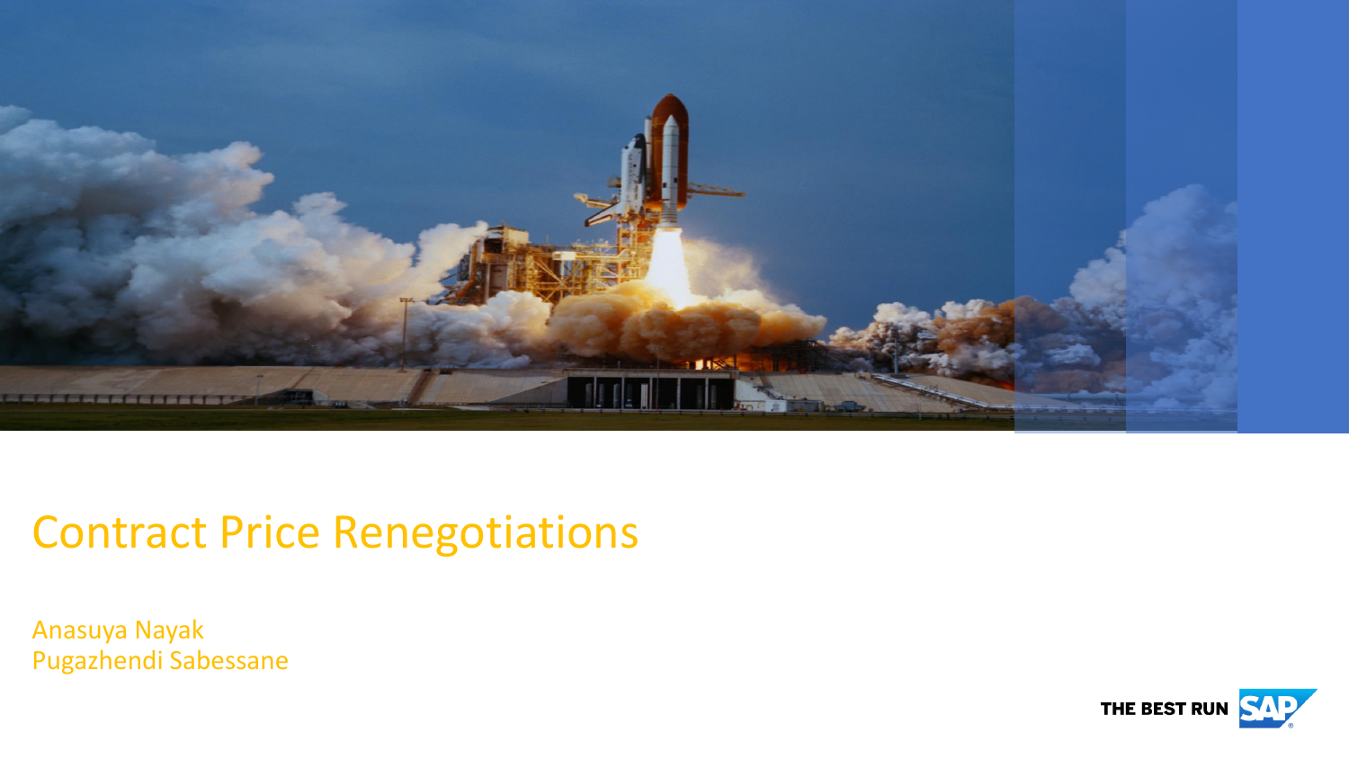# Contract Price Renegotiations

Anasuya Nayak
Pugazhendi Sabessane

THE BEST RUN SAP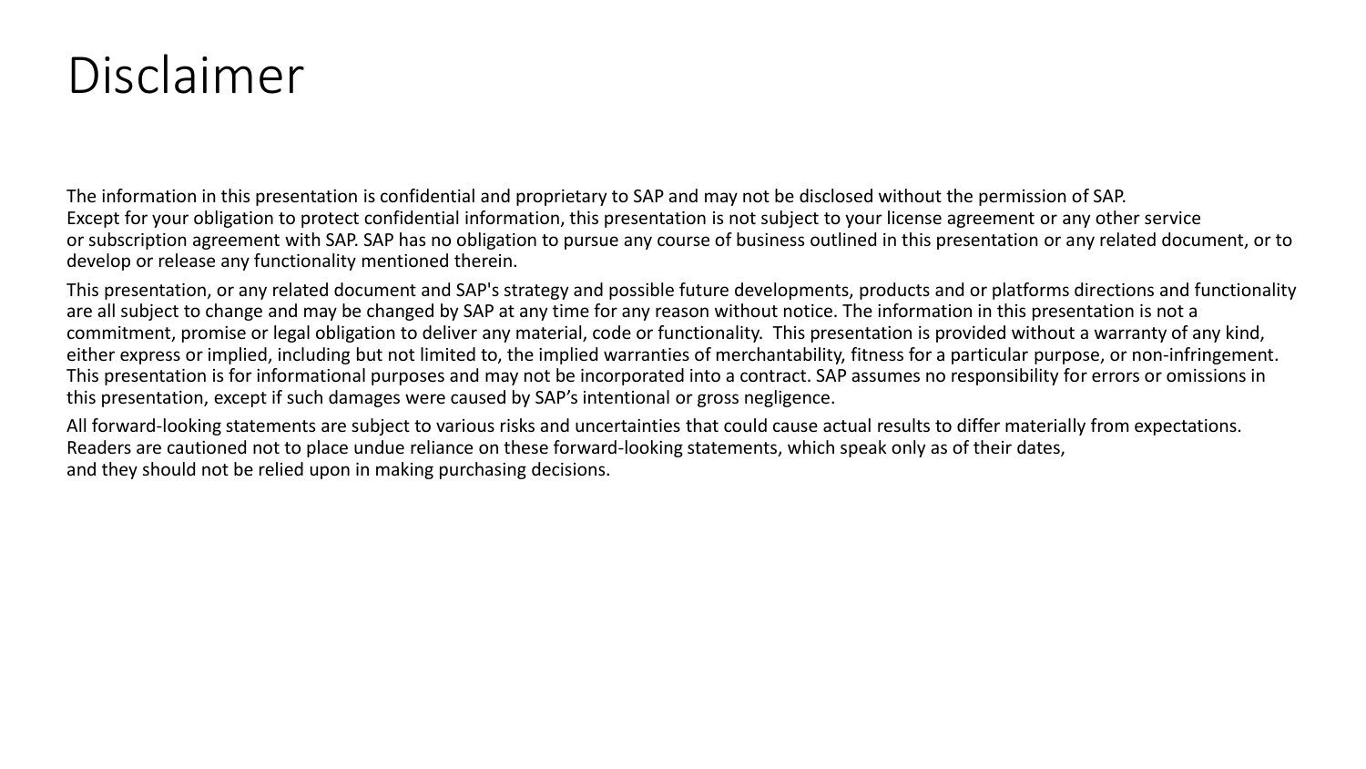# Disclaimer

The information in this presentation is confidential and proprietary to SAP and may not be disclosed without the permission of SAP. Except for your obligation to protect confidential information, this presentation is not subject to your license agreement or any other service or subscription agreement with SAP. SAP has no obligation to pursue any course of business outlined in this presentation or any related document, or to develop or release any functionality mentioned therein.

This presentation, or any related document and SAP's strategy and possible future developments, products and or platforms directions and functionality are all subject to change and may be changed by SAP at any time for any reason without notice. The information in this presentation is not a commitment, promise or legal obligation to deliver any material, code or functionality. This presentation is provided without a warranty of any kind, either express or implied, including but not limited to, the implied warranties of merchantability, fitness for a particular purpose, or non-infringement. This presentation is for informational purposes and may not be incorporated into a contract. SAP assumes no responsibility for errors or omissions in this presentation, except if such damages were caused by SAP's intentional or gross negligence.

All forward-looking statements are subject to various risks and uncertainties that could cause actual results to differ materially from expectations. Readers are cautioned not to place undue reliance on these forward-looking statements, which speak only as of their dates, and they should not be relied upon in making purchasing decisions.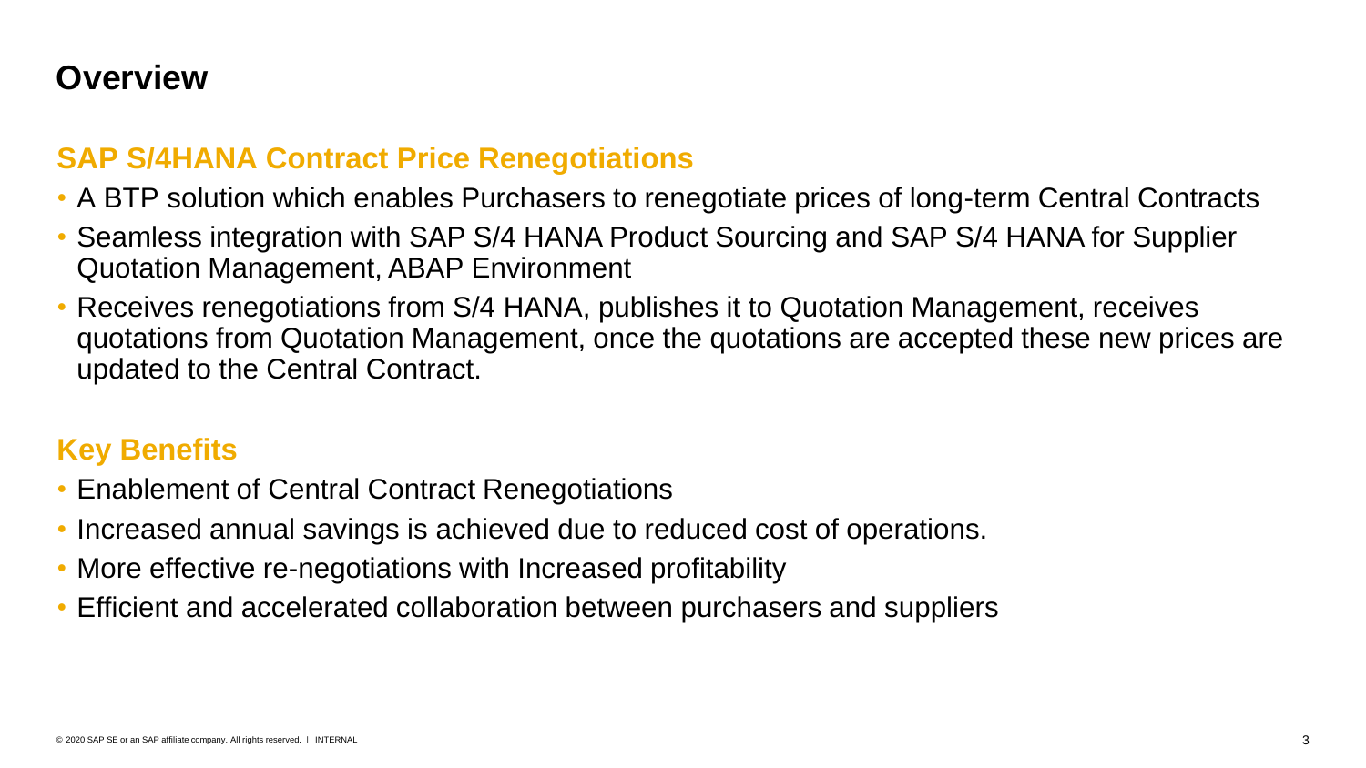# Overview

## SAP S/4HANA Contract Price Renegotiations

- A BTP solution which enables Purchasers to renegotiate prices of long-term Central Contracts
- Seamless integration with SAP S/4 HANA Product Sourcing and SAP S/4 HANA for Supplier Quotation Management, ABAP Environment
- Receives renegotiations from S/4 HANA, publishes it to Quotation Management, receives quotations from Quotation Management, once the quotations are accepted these new prices are updated to the Central Contract.

## Key Benefits

- Enablement of Central Contract Renegotiations
- Increased annual savings is achieved due to reduced cost of operations.
- More effective re-negotiations with Increased profitability
- Efficient and accelerated collaboration between purchasers and suppliers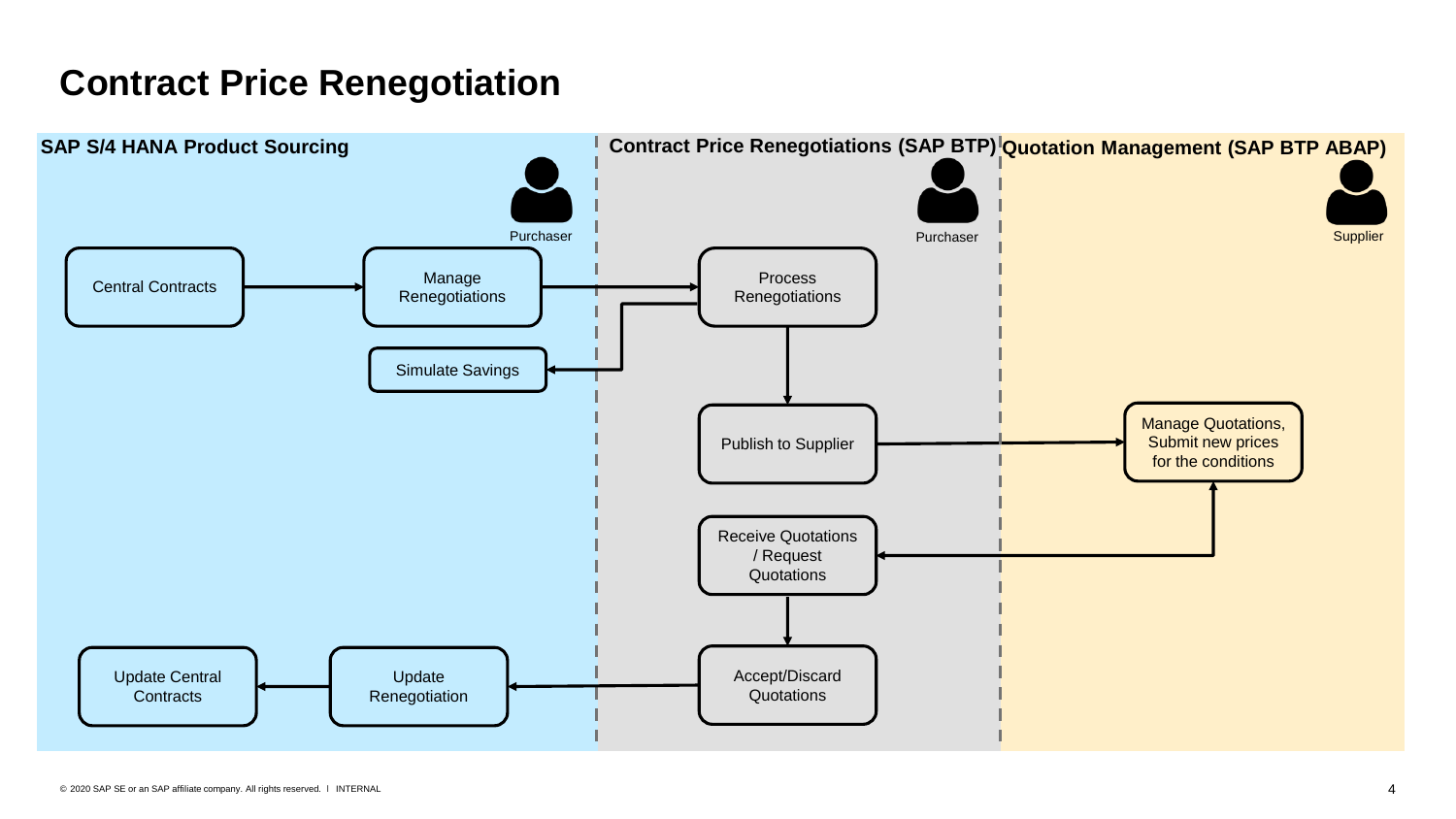# Contract Price Renegotiation

**SAP S/4 HANA Product Sourcing**

Purchaser

- Central Contracts
- Manage Renegotiations
- Simulate Savings
- Update Renegotiation
- Update Central Contracts

**Contract Price Renegotiations (SAP BTP)**

Purchaser

- Process Renegotiations
- Publish to Supplier
- Receive Quotations / Request Quotations
- Accept/Discard Quotations

**Quotation Management (SAP BTP ABAP)**

Supplier

- Manage Quotations, Submit new prices for the conditions

© 2020 SAP SE or an SAP affiliate company. All rights reserved. I INTERNAL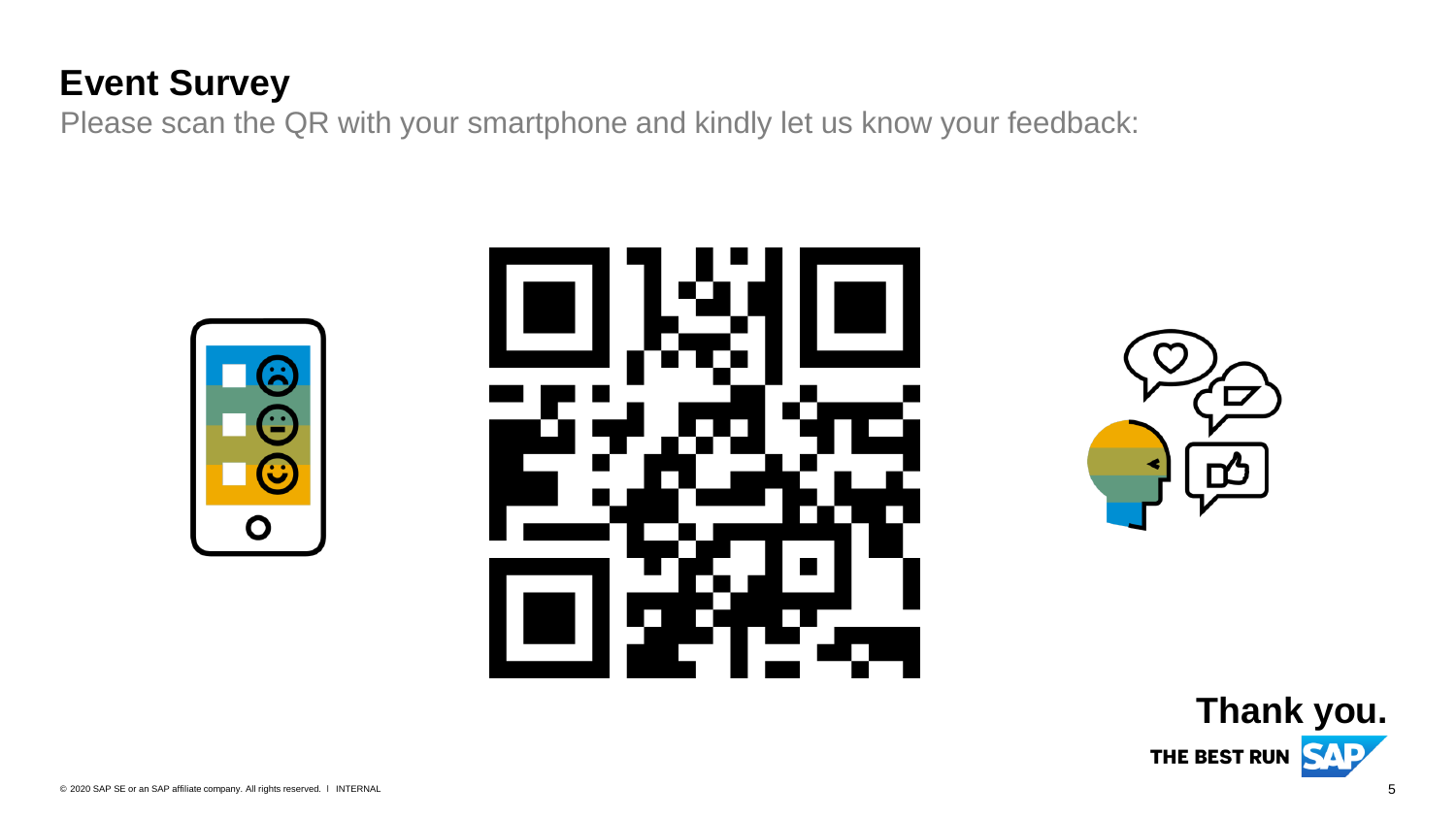# Event Survey

Please scan the QR with your smartphone and kindly let us know your feedback:

**Thank you.**

THE BEST RUN SAP

© 2020 SAP SE or an SAP affiliate company. All rights reserved. ǀ INTERNAL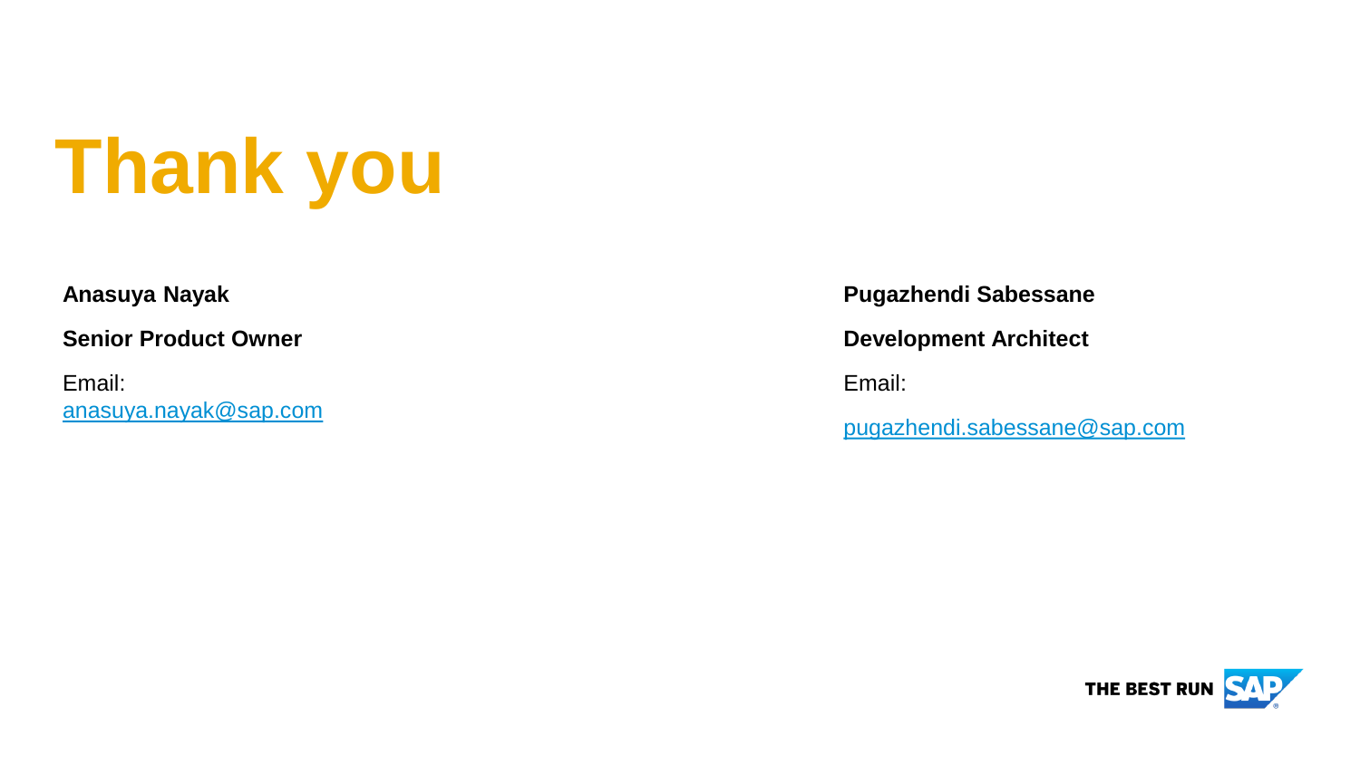# Thank you

**Anasuya Nayak**

**Senior Product Owner**

Email:
anasuya.nayak@sap.com

**Pugazhendi Sabessane**

**Development Architect**

Email:

pugazhendi.sabessane@sap.com

THE BEST RUN SAP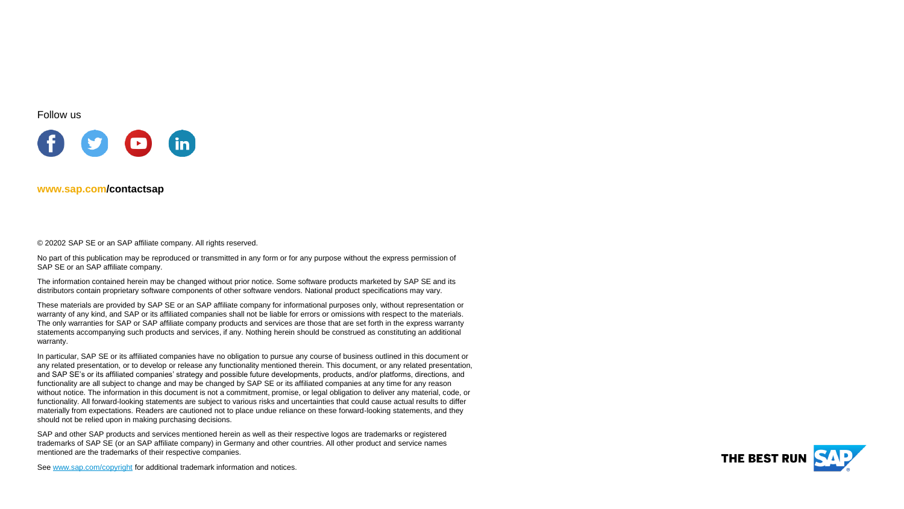Follow us

**www.sap.com/contactsap**

© 20202 SAP SE or an SAP affiliate company. All rights reserved.

No part of this publication may be reproduced or transmitted in any form or for any purpose without the express permission of SAP SE or an SAP affiliate company.

The information contained herein may be changed without prior notice. Some software products marketed by SAP SE and its distributors contain proprietary software components of other software vendors. National product specifications may vary.

These materials are provided by SAP SE or an SAP affiliate company for informational purposes only, without representation or warranty of any kind, and SAP or its affiliated companies shall not be liable for errors or omissions with respect to the materials. The only warranties for SAP or SAP affiliate company products and services are those that are set forth in the express warranty statements accompanying such products and services, if any. Nothing herein should be construed as constituting an additional warranty.

In particular, SAP SE or its affiliated companies have no obligation to pursue any course of business outlined in this document or any related presentation, or to develop or release any functionality mentioned therein. This document, or any related presentation, and SAP SE's or its affiliated companies' strategy and possible future developments, products, and/or platforms, directions, and functionality are all subject to change and may be changed by SAP SE or its affiliated companies at any time for any reason without notice. The information in this document is not a commitment, promise, or legal obligation to deliver any material, code, or functionality. All forward-looking statements are subject to various risks and uncertainties that could cause actual results to differ materially from expectations. Readers are cautioned not to place undue reliance on these forward-looking statements, and they should not be relied upon in making purchasing decisions.

SAP and other SAP products and services mentioned herein as well as their respective logos are trademarks or registered trademarks of SAP SE (or an SAP affiliate company) in Germany and other countries. All other product and service names mentioned are the trademarks of their respective companies.

See www.sap.com/copyright for additional trademark information and notices.

THE BEST RUN SAP